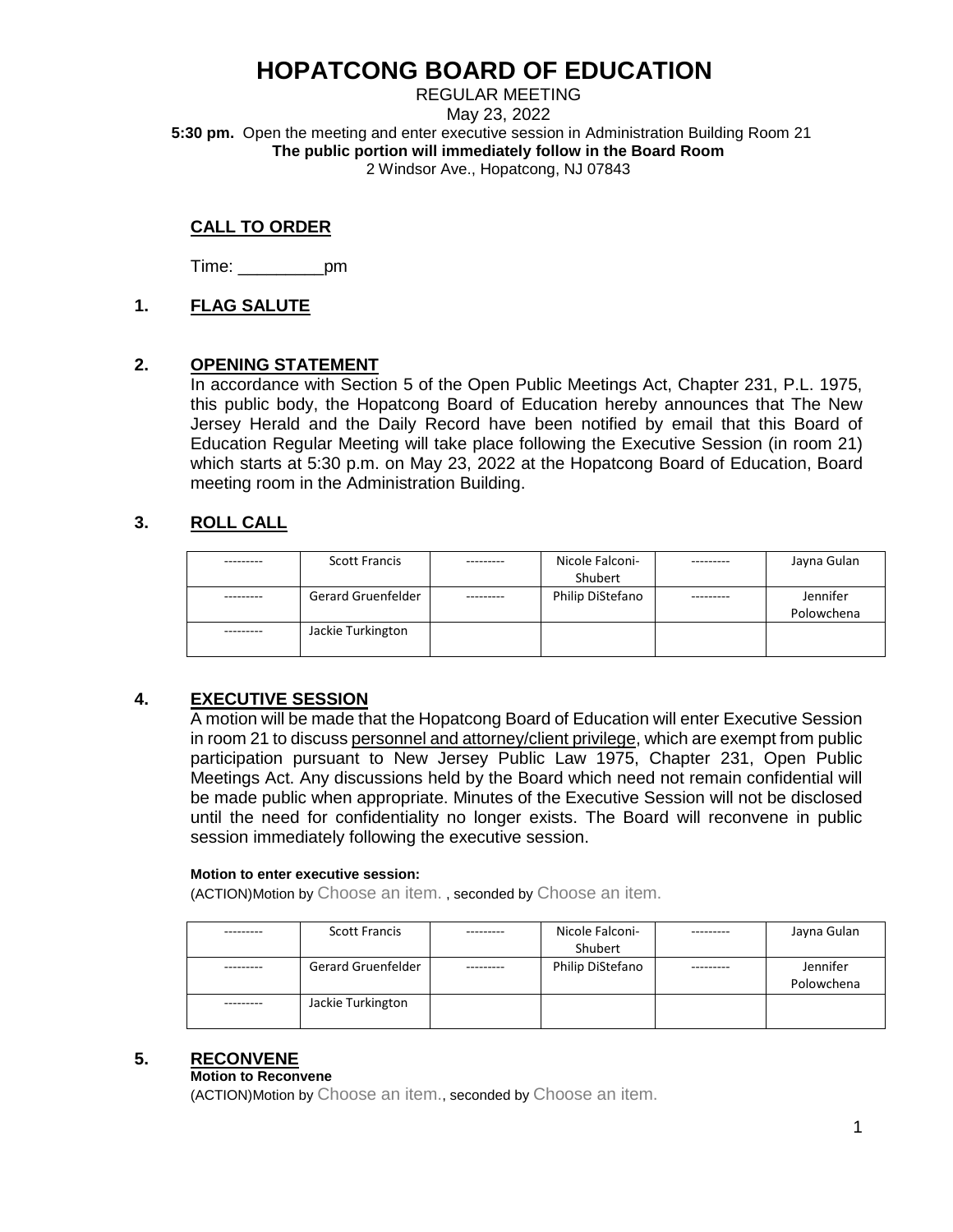# HOPATCONG BOARD OF EDUCATION

REGULAR MEETING
May 23, 2022
**5:30 pm.** Open the meeting and enter executive session in Administration Building Room 21
**The public portion will immediately follow in the Board Room**
2 Windsor Ave., Hopatcong, NJ 07843

## CALL TO ORDER

Time: _________pm

## 1. FLAG SALUTE

## 2. OPENING STATEMENT

In accordance with Section 5 of the Open Public Meetings Act, Chapter 231, P.L. 1975, this public body, the Hopatcong Board of Education hereby announces that The New Jersey Herald and the Daily Record have been notified by email that this Board of Education Regular Meeting will take place following the Executive Session (in room 21) which starts at 5:30 p.m. on May 23, 2022 at the Hopatcong Board of Education, Board meeting room in the Administration Building.

## 3. ROLL CALL

| --------- | Scott Francis | --------- | Nicole Falconi-Shubert | --------- | Jayna Gulan |
|---|---|---|---|---|---|
| --------- | Gerard Gruenfelder | --------- | Philip DiStefano | --------- | Jennifer Polowchena |
| --------- | Jackie Turkington | | | | |

## 4. EXECUTIVE SESSION

A motion will be made that the Hopatcong Board of Education will enter Executive Session in room 21 to discuss personnel and attorney/client privilege, which are exempt from public participation pursuant to New Jersey Public Law 1975, Chapter 231, Open Public Meetings Act. Any discussions held by the Board which need not remain confidential will be made public when appropriate. Minutes of the Executive Session will not be disclosed until the need for confidentiality no longer exists. The Board will reconvene in public session immediately following the executive session.

**Motion to enter executive session:**

(ACTION)Motion by Choose an item. , seconded by Choose an item.

| --------- | Scott Francis | --------- | Nicole Falconi-Shubert | --------- | Jayna Gulan |
|---|---|---|---|---|---|
| --------- | Gerard Gruenfelder | --------- | Philip DiStefano | --------- | Jennifer Polowchena |
| --------- | Jackie Turkington | | | | |

## 5. RECONVENE

**Motion to Reconvene**

(ACTION)Motion by Choose an item., seconded by Choose an item.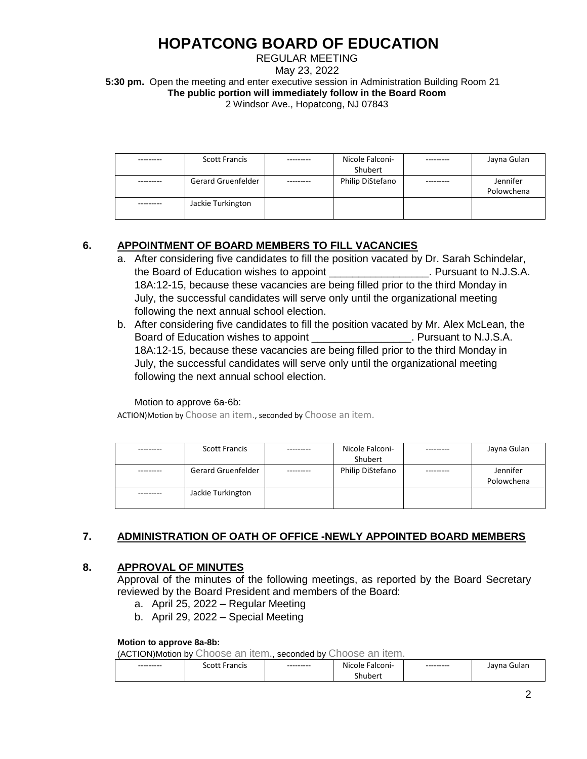# HOPATCONG BOARD OF EDUCATION

REGULAR MEETING

May 23, 2022

**5:30 pm.** Open the meeting and enter executive session in Administration Building Room 21

**The public portion will immediately follow in the Board Room**

2 Windsor Ave., Hopatcong, NJ 07843

| --------- | Scott Francis | --------- | Nicole Falconi-Shubert | --------- | Jayna Gulan |
|---|---|---|---|---|---|
| --------- | Gerard Gruenfelder | --------- | Philip DiStefano | --------- | Jennifer Polowchena |
| --------- | Jackie Turkington | | | | |

## 6. APPOINTMENT OF BOARD MEMBERS TO FILL VACANCIES

a. After considering five candidates to fill the position vacated by Dr. Sarah Schindelar, the Board of Education wishes to appoint _________________. Pursuant to N.J.S.A. 18A:12-15, because these vacancies are being filled prior to the third Monday in July, the successful candidates will serve only until the organizational meeting following the next annual school election.

b. After considering five candidates to fill the position vacated by Mr. Alex McLean, the Board of Education wishes to appoint _________________. Pursuant to N.J.S.A. 18A:12-15, because these vacancies are being filled prior to the third Monday in July, the successful candidates will serve only until the organizational meeting following the next annual school election.

Motion to approve 6a-6b:

ACTION)Motion by Choose an item., seconded by Choose an item.

| --------- | Scott Francis | --------- | Nicole Falconi-Shubert | --------- | Jayna Gulan |
|---|---|---|---|---|---|
| --------- | Gerard Gruenfelder | --------- | Philip DiStefano | --------- | Jennifer Polowchena |
| --------- | Jackie Turkington | | | | |

## 7. ADMINISTRATION OF OATH OF OFFICE -NEWLY APPOINTED BOARD MEMBERS

## 8. APPROVAL OF MINUTES

Approval of the minutes of the following meetings, as reported by the Board Secretary reviewed by the Board President and members of the Board:

a. April 25, 2022 – Regular Meeting
b. April 29, 2022 – Special Meeting

**Motion to approve 8a-8b:**

(ACTION)Motion by Choose an item., seconded by Choose an item.

| --------- | Scott Francis | --------- | Nicole Falconi-Shubert | --------- | Jayna Gulan |
|---|---|---|---|---|---|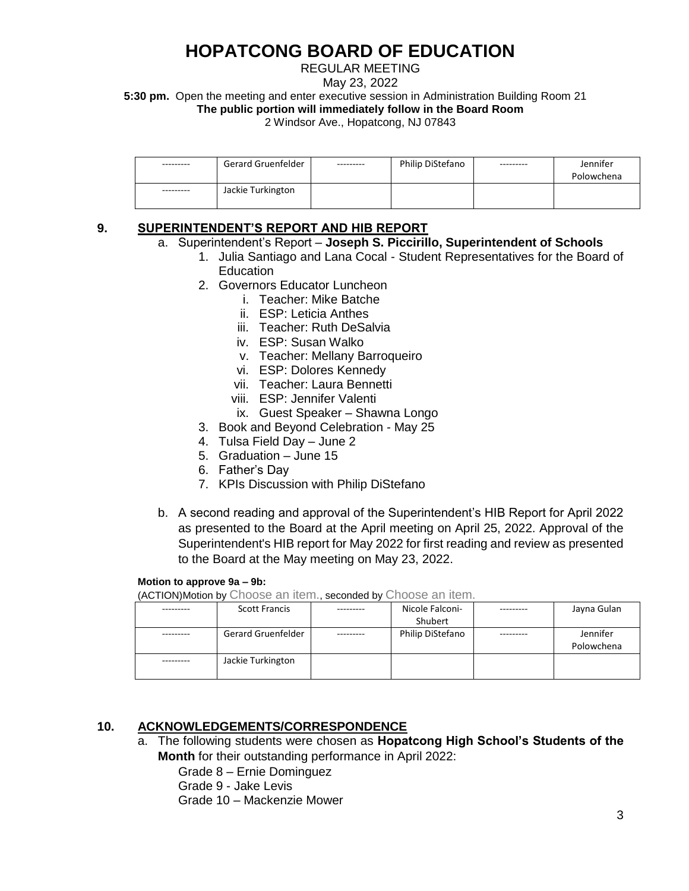# HOPATCONG BOARD OF EDUCATION

REGULAR MEETING

May 23, 2022

**5:30 pm.** Open the meeting and enter executive session in Administration Building Room 21

**The public portion will immediately follow in the Board Room**

2 Windsor Ave., Hopatcong, NJ 07843

| --------- | Gerard Gruenfelder | --------- | Philip DiStefano | --------- | Jennifer Polowchena |
|---|---|---|---|---|---|
| --------- | Jackie Turkington | | | | |

## 9. SUPERINTENDENT'S REPORT AND HIB REPORT

a. Superintendent's Report – **Joseph S. Piccirillo, Superintendent of Schools**

1. Julia Santiago and Lana Cocal - Student Representatives for the Board of Education
2. Governors Educator Luncheon
   i. Teacher: Mike Batche
   ii. ESP: Leticia Anthes
   iii. Teacher: Ruth DeSalvia
   iv. ESP: Susan Walko
   v. Teacher: Mellany Barroqueiro
   vi. ESP: Dolores Kennedy
   vii. Teacher: Laura Bennetti
   viii. ESP: Jennifer Valenti
   ix. Guest Speaker – Shawna Longo
3. Book and Beyond Celebration - May 25
4. Tulsa Field Day – June 2
5. Graduation – June 15
6. Father's Day
7. KPIs Discussion with Philip DiStefano

b. A second reading and approval of the Superintendent's HIB Report for April 2022 as presented to the Board at the April meeting on April 25, 2022. Approval of the Superintendent's HIB report for May 2022 for first reading and review as presented to the Board at the May meeting on May 23, 2022.

**Motion to approve 9a – 9b:**

(ACTION)Motion by Choose an item., seconded by Choose an item.

| --------- | Scott Francis | --------- | Nicole Falconi-Shubert | --------- | Jayna Gulan |
|---|---|---|---|---|---|
| --------- | Gerard Gruenfelder | --------- | Philip DiStefano | --------- | Jennifer Polowchena |
| --------- | Jackie Turkington | | | | |

## 10. ACKNOWLEDGEMENTS/CORRESPONDENCE

a. The following students were chosen as **Hopatcong High School's Students of the Month** for their outstanding performance in April 2022:

Grade 8 – Ernie Dominguez
Grade 9 - Jake Levis
Grade 10 – Mackenzie Mower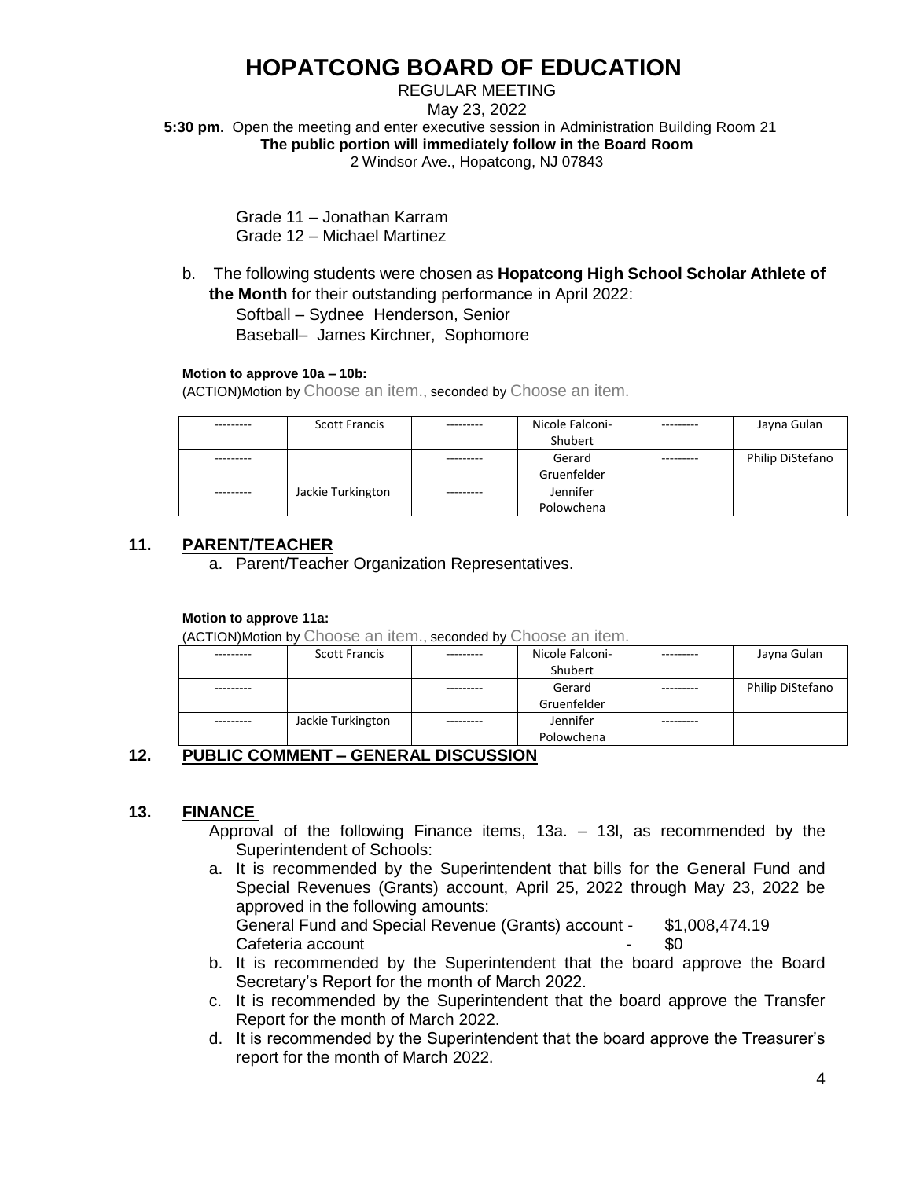# HOPATCONG BOARD OF EDUCATION

REGULAR MEETING
May 23, 2022
**5:30 pm.** Open the meeting and enter executive session in Administration Building Room 21
**The public portion will immediately follow in the Board Room**
2 Windsor Ave., Hopatcong, NJ 07843

Grade 11 – Jonathan Karram
Grade 12 – Michael Martinez

b. The following students were chosen as **Hopatcong High School Scholar Athlete of the Month** for their outstanding performance in April 2022:
   Softball – Sydnee Henderson, Senior
   Baseball– James Kirchner, Sophomore

**Motion to approve 10a – 10b:**
(ACTION)Motion by Choose an item., seconded by Choose an item.

| --------- | Scott Francis | --------- | Nicole Falconi-Shubert | --------- | Jayna Gulan |
|---|---|---|---|---|---|
| --------- | | --------- | Gerard Gruenfelder | --------- | Philip DiStefano |
| --------- | Jackie Turkington | --------- | Jennifer Polowchena | | |

## 11. PARENT/TEACHER

a. Parent/Teacher Organization Representatives.

**Motion to approve 11a:**
(ACTION)Motion by Choose an item., seconded by Choose an item.

| --------- | Scott Francis | --------- | Nicole Falconi-Shubert | --------- | Jayna Gulan |
|---|---|---|---|---|---|
| --------- | | --------- | Gerard Gruenfelder | --------- | Philip DiStefano |
| --------- | Jackie Turkington | --------- | Jennifer Polowchena | --------- | |

## 12. PUBLIC COMMENT – GENERAL DISCUSSION

## 13. FINANCE

Approval of the following Finance items, 13a. – 13l, as recommended by the Superintendent of Schools:

a. It is recommended by the Superintendent that bills for the General Fund and Special Revenues (Grants) account, April 25, 2022 through May 23, 2022 be approved in the following amounts:
   General Fund and Special Revenue (Grants) account - $1,008,474.19
   Cafeteria account - $0
b. It is recommended by the Superintendent that the board approve the Board Secretary's Report for the month of March 2022.
c. It is recommended by the Superintendent that the board approve the Transfer Report for the month of March 2022.
d. It is recommended by the Superintendent that the board approve the Treasurer's report for the month of March 2022.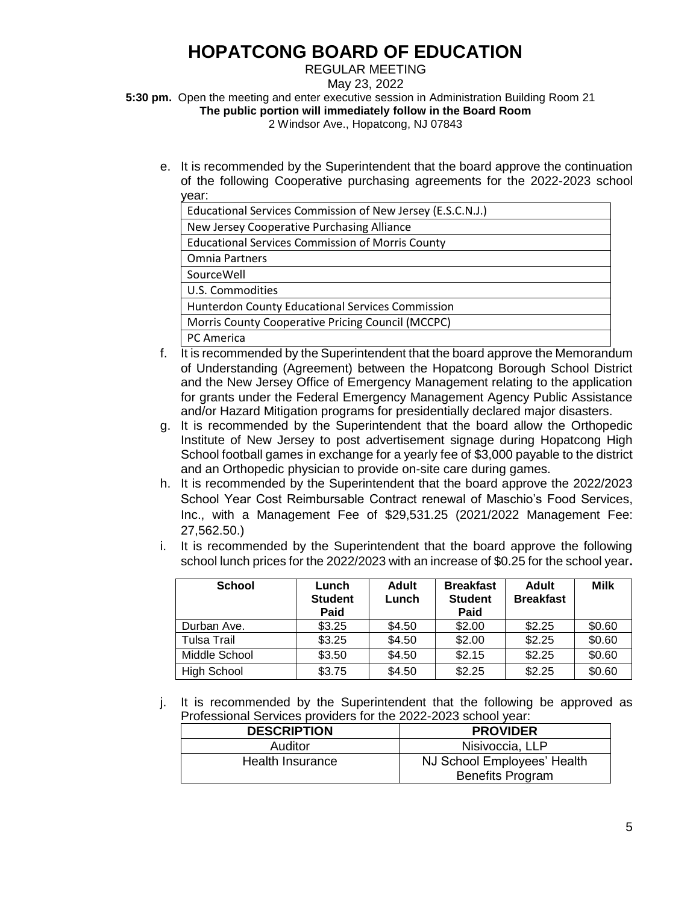e. It is recommended by the Superintendent that the board approve the continuation of the following Cooperative purchasing agreements for the 2022-2023 school year:

| |
|---|
| Educational Services Commission of New Jersey (E.S.C.N.J.) |
| New Jersey Cooperative Purchasing Alliance |
| Educational Services Commission of Morris County |
| Omnia Partners |
| SourceWell |
| U.S. Commodities |
| Hunterdon County Educational Services Commission |
| Morris County Cooperative Pricing Council (MCCPC) |
| PC America |

f. It is recommended by the Superintendent that the board approve the Memorandum of Understanding (Agreement) between the Hopatcong Borough School District and the New Jersey Office of Emergency Management relating to the application for grants under the Federal Emergency Management Agency Public Assistance and/or Hazard Mitigation programs for presidentially declared major disasters.

g. It is recommended by the Superintendent that the board allow the Orthopedic Institute of New Jersey to post advertisement signage during Hopatcong High School football games in exchange for a yearly fee of $3,000 payable to the district and an Orthopedic physician to provide on-site care during games.

h. It is recommended by the Superintendent that the board approve the 2022/2023 School Year Cost Reimbursable Contract renewal of Maschio's Food Services, Inc., with a Management Fee of $29,531.25 (2021/2022 Management Fee: 27,562.50.)

i. It is recommended by the Superintendent that the board approve the following school lunch prices for the 2022/2023 with an increase of $0.25 for the school year**.**

| School | Lunch Student Paid | Adult Lunch | Breakfast Student Paid | Adult Breakfast | Milk |
|---|---|---|---|---|---|
| Durban Ave. | $3.25 | $4.50 | $2.00 | $2.25 | $0.60 |
| Tulsa Trail | $3.25 | $4.50 | $2.00 | $2.25 | $0.60 |
| Middle School | $3.50 | $4.50 | $2.15 | $2.25 | $0.60 |
| High School | $3.75 | $4.50 | $2.25 | $2.25 | $0.60 |

j. It is recommended by the Superintendent that the following be approved as Professional Services providers for the 2022-2023 school year:

| DESCRIPTION | PROVIDER |
|---|---|
| Auditor | Nisivoccia, LLP |
| Health Insurance | NJ School Employees' Health Benefits Program |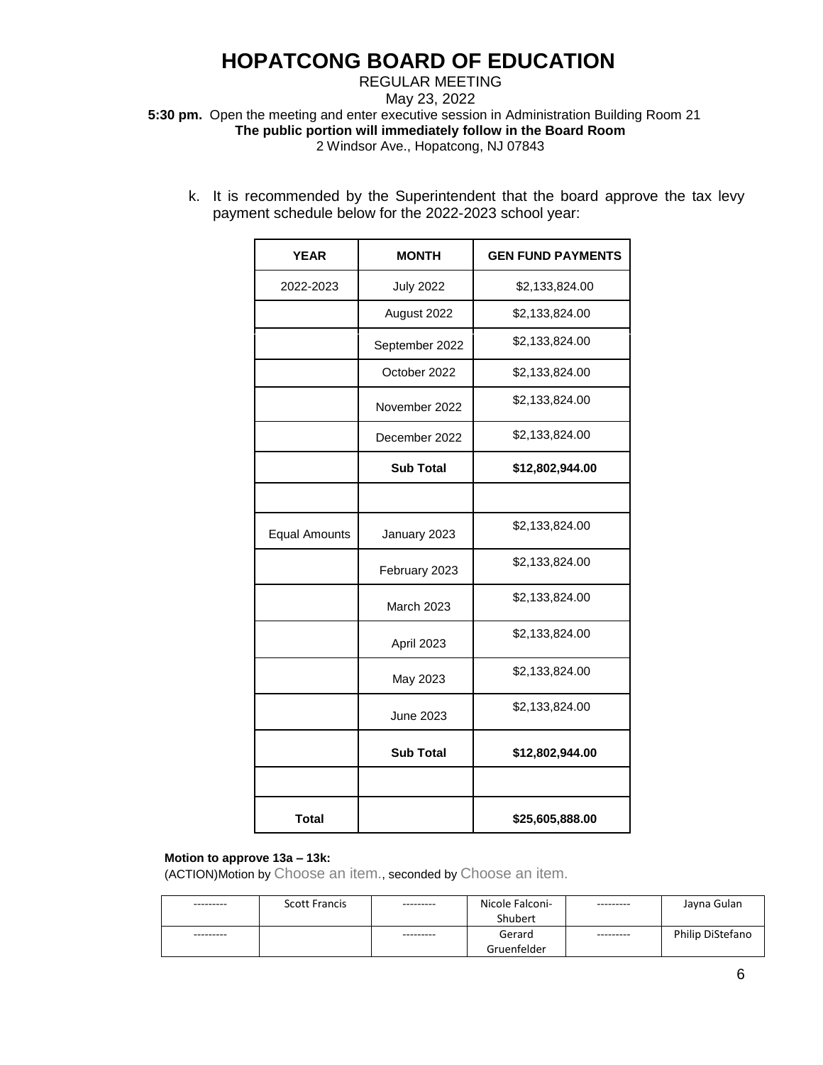# HOPATCONG BOARD OF EDUCATION

REGULAR MEETING
May 23, 2022
**5:30 pm.** Open the meeting and enter executive session in Administration Building Room 21
**The public portion will immediately follow in the Board Room**
2 Windsor Ave., Hopatcong, NJ 07843

k. It is recommended by the Superintendent that the board approve the tax levy payment schedule below for the 2022-2023 school year:

| YEAR | MONTH | GEN FUND PAYMENTS |
|---|---|---|
| 2022-2023 | July 2022 | $2,133,824.00 |
| | August 2022 | $2,133,824.00 |
| | September 2022 | $2,133,824.00 |
| | October 2022 | $2,133,824.00 |
| | November 2022 | $2,133,824.00 |
| | December 2022 | $2,133,824.00 |
| | **Sub Total** | **$12,802,944.00** |
| | | |
| Equal Amounts | January 2023 | $2,133,824.00 |
| | February 2023 | $2,133,824.00 |
| | March 2023 | $2,133,824.00 |
| | April 2023 | $2,133,824.00 |
| | May 2023 | $2,133,824.00 |
| | June 2023 | $2,133,824.00 |
| | **Sub Total** | **$12,802,944.00** |
| | | |
| **Total** | | **$25,605,888.00** |

**Motion to approve 13a – 13k:**
(ACTION)Motion by Choose an item., seconded by Choose an item.

| --------- | Scott Francis | --------- | Nicole Falconi-Shubert | --------- | Jayna Gulan |
|---|---|---|---|---|---|
| --------- | | --------- | Gerard Gruenfelder | --------- | Philip DiStefano |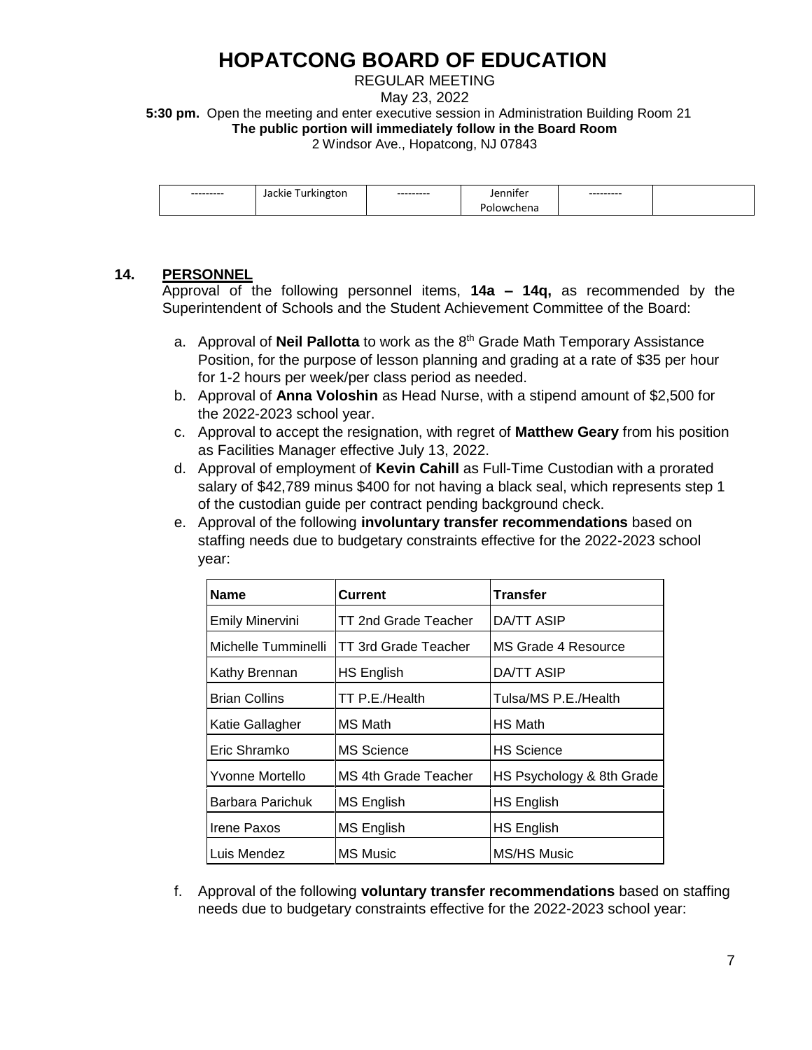# HOPATCONG BOARD OF EDUCATION

REGULAR MEETING

May 23, 2022

**5:30 pm.** Open the meeting and enter executive session in Administration Building Room 21

**The public portion will immediately follow in the Board Room**

2 Windsor Ave., Hopatcong, NJ 07843

| --------- | Jackie Turkington | --------- | Jennifer Polowchena | --------- | |
|---|---|---|---|---|---|

**14. PERSONNEL**

Approval of the following personnel items, **14a – 14q,** as recommended by the Superintendent of Schools and the Student Achievement Committee of the Board:

a. Approval of **Neil Pallotta** to work as the 8th Grade Math Temporary Assistance Position, for the purpose of lesson planning and grading at a rate of $35 per hour for 1-2 hours per week/per class period as needed.

b. Approval of **Anna Voloshin** as Head Nurse, with a stipend amount of $2,500 for the 2022-2023 school year.

c. Approval to accept the resignation, with regret of **Matthew Geary** from his position as Facilities Manager effective July 13, 2022.

d. Approval of employment of **Kevin Cahill** as Full-Time Custodian with a prorated salary of $42,789 minus $400 for not having a black seal, which represents step 1 of the custodian guide per contract pending background check.

e. Approval of the following **involuntary transfer recommendations** based on staffing needs due to budgetary constraints effective for the 2022-2023 school year:

| Name | Current | Transfer |
|---|---|---|
| Emily Minervini | TT 2nd Grade Teacher | DA/TT ASIP |
| Michelle Tumminelli | TT 3rd Grade Teacher | MS Grade 4 Resource |
| Kathy Brennan | HS English | DA/TT ASIP |
| Brian Collins | TT P.E./Health | Tulsa/MS P.E./Health |
| Katie Gallagher | MS Math | HS Math |
| Eric Shramko | MS Science | HS Science |
| Yvonne Mortello | MS 4th Grade Teacher | HS Psychology & 8th Grade |
| Barbara Parichuk | MS English | HS English |
| Irene Paxos | MS English | HS English |
| Luis Mendez | MS Music | MS/HS Music |

f. Approval of the following **voluntary transfer recommendations** based on staffing needs due to budgetary constraints effective for the 2022-2023 school year: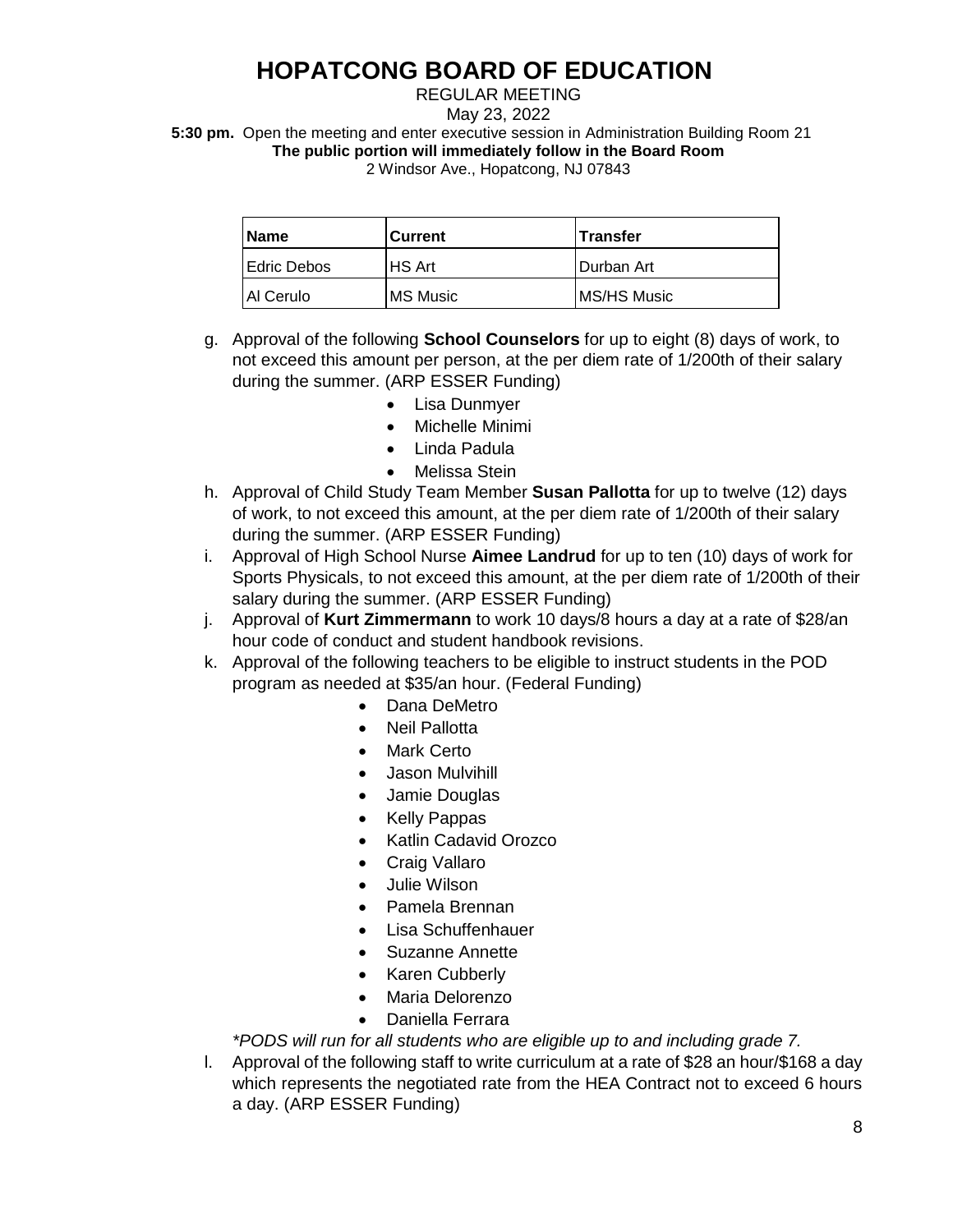# HOPATCONG BOARD OF EDUCATION

REGULAR MEETING
May 23, 2022
**5:30 pm.** Open the meeting and enter executive session in Administration Building Room 21
**The public portion will immediately follow in the Board Room**
2 Windsor Ave., Hopatcong, NJ 07843

| Name | Current | Transfer |
|---|---|---|
| Edric Debos | HS Art | Durban Art |
| Al Cerulo | MS Music | MS/HS Music |

g. Approval of the following **School Counselors** for up to eight (8) days of work, to not exceed this amount per person, at the per diem rate of 1/200th of their salary during the summer. (ARP ESSER Funding)
   - Lisa Dunmyer
   - Michelle Minimi
   - Linda Padula
   - Melissa Stein

h. Approval of Child Study Team Member **Susan Pallotta** for up to twelve (12) days of work, to not exceed this amount, at the per diem rate of 1/200th of their salary during the summer. (ARP ESSER Funding)

i. Approval of High School Nurse **Aimee Landrud** for up to ten (10) days of work for Sports Physicals, to not exceed this amount, at the per diem rate of 1/200th of their salary during the summer. (ARP ESSER Funding)

j. Approval of **Kurt Zimmermann** to work 10 days/8 hours a day at a rate of $28/an hour code of conduct and student handbook revisions.

k. Approval of the following teachers to be eligible to instruct students in the POD program as needed at $35/an hour. (Federal Funding)
   - Dana DeMetro
   - Neil Pallotta
   - Mark Certo
   - Jason Mulvihill
   - Jamie Douglas
   - Kelly Pappas
   - Katlin Cadavid Orozco
   - Craig Vallaro
   - Julie Wilson
   - Pamela Brennan
   - Lisa Schuffenhauer
   - Suzanne Annette
   - Karen Cubberly
   - Maria Delorenzo
   - Daniella Ferrara

   *\*PODS will run for all students who are eligible up to and including grade 7.*

l. Approval of the following staff to write curriculum at a rate of $28 an hour/$168 a day which represents the negotiated rate from the HEA Contract not to exceed 6 hours a day. (ARP ESSER Funding)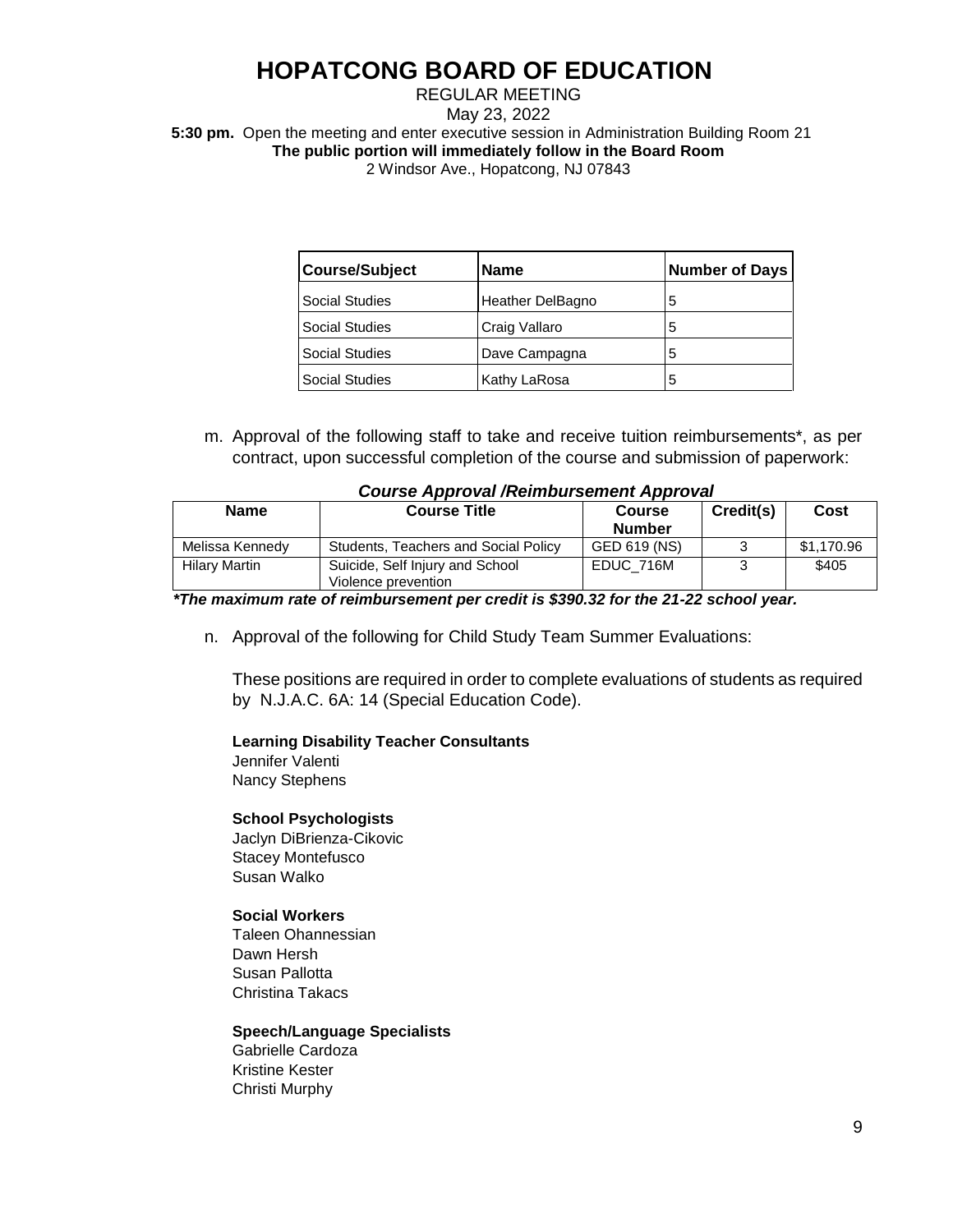# HOPATCONG BOARD OF EDUCATION

REGULAR MEETING
May 23, 2022
**5:30 pm.** Open the meeting and enter executive session in Administration Building Room 21
**The public portion will immediately follow in the Board Room**
2 Windsor Ave., Hopatcong, NJ 07843

| Course/Subject | Name | Number of Days |
|---|---|---|
| Social Studies | Heather DelBagno | 5 |
| Social Studies | Craig Vallaro | 5 |
| Social Studies | Dave Campagna | 5 |
| Social Studies | Kathy LaRosa | 5 |

m. Approval of the following staff to take and receive tuition reimbursements*, as per contract, upon successful completion of the course and submission of paperwork:

***Course Approval /Reimbursement Approval***

| Name | Course Title | Course Number | Credit(s) | Cost |
|---|---|---|---|---|
| Melissa Kennedy | Students, Teachers and Social Policy | GED 619 (NS) | 3 | $1,170.96 |
| Hilary Martin | Suicide, Self Injury and School Violence prevention | EDUC_716M | 3 | $405 |

***The maximum rate of reimbursement per credit is $390.32 for the 21-22 school year.***

n. Approval of the following for Child Study Team Summer Evaluations:

These positions are required in order to complete evaluations of students as required by N.J.A.C. 6A: 14 (Special Education Code).

**Learning Disability Teacher Consultants**
Jennifer Valenti
Nancy Stephens

**School Psychologists**
Jaclyn DiBrienza-Cikovic
Stacey Montefusco
Susan Walko

**Social Workers**
Taleen Ohannessian
Dawn Hersh
Susan Pallotta
Christina Takacs

**Speech/Language Specialists**
Gabrielle Cardoza
Kristine Kester
Christi Murphy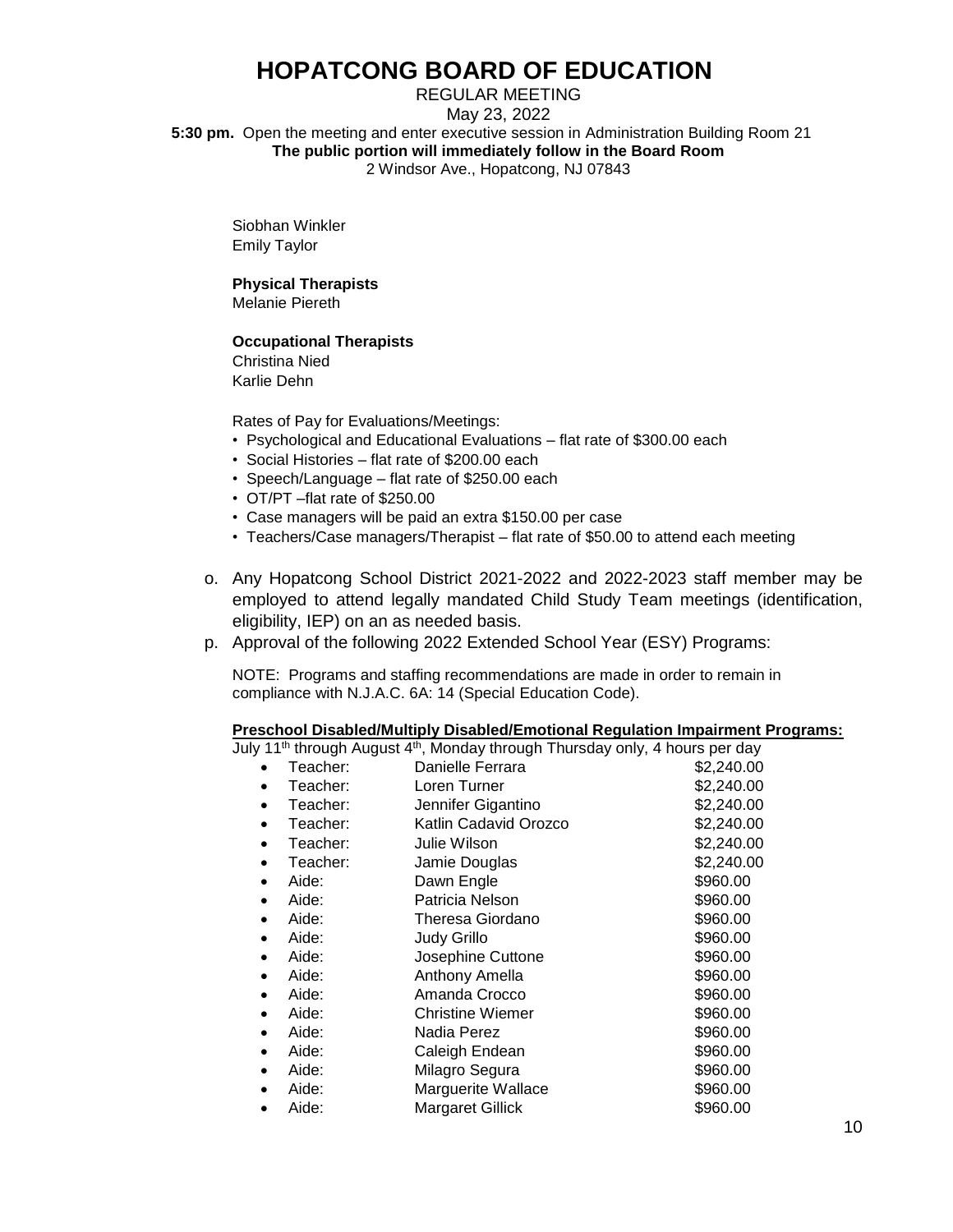# HOPATCONG BOARD OF EDUCATION

REGULAR MEETING
May 23, 2022
**5:30 pm.** Open the meeting and enter executive session in Administration Building Room 21
**The public portion will immediately follow in the Board Room**
2 Windsor Ave., Hopatcong, NJ 07843

Siobhan Winkler
Emily Taylor

**Physical Therapists**
Melanie Piereth

**Occupational Therapists**
Christina Nied
Karlie Dehn

Rates of Pay for Evaluations/Meetings:

- Psychological and Educational Evaluations – flat rate of $300.00 each
- Social Histories – flat rate of $200.00 each
- Speech/Language – flat rate of $250.00 each
- OT/PT –flat rate of $250.00
- Case managers will be paid an extra $150.00 per case
- Teachers/Case managers/Therapist – flat rate of $50.00 to attend each meeting

o. Any Hopatcong School District 2021-2022 and 2022-2023 staff member may be employed to attend legally mandated Child Study Team meetings (identification, eligibility, IEP) on an as needed basis.

p. Approval of the following 2022 Extended School Year (ESY) Programs:

NOTE: Programs and staffing recommendations are made in order to remain in compliance with N.J.A.C. 6A: 14 (Special Education Code).

**Preschool Disabled/Multiply Disabled/Emotional Regulation Impairment Programs:**

July 11th through August 4th, Monday through Thursday only, 4 hours per day

- Teacher: Danielle Ferrara $2,240.00
- Teacher: Loren Turner $2,240.00
- Teacher: Jennifer Gigantino $2,240.00
- Teacher: Katlin Cadavid Orozco $2,240.00
- Teacher: Julie Wilson $2,240.00
- Teacher: Jamie Douglas $2,240.00
- Aide: Dawn Engle $960.00
- Aide: Patricia Nelson $960.00
- Aide: Theresa Giordano $960.00
- Aide: Judy Grillo $960.00
- Aide: Josephine Cuttone $960.00
- Aide: Anthony Amella $960.00
- Aide: Amanda Crocco $960.00
- Aide: Christine Wiemer $960.00
- Aide: Nadia Perez $960.00
- Aide: Caleigh Endean $960.00
- Aide: Milagro Segura $960.00
- Aide: Marguerite Wallace $960.00
- Aide: Margaret Gillick $960.00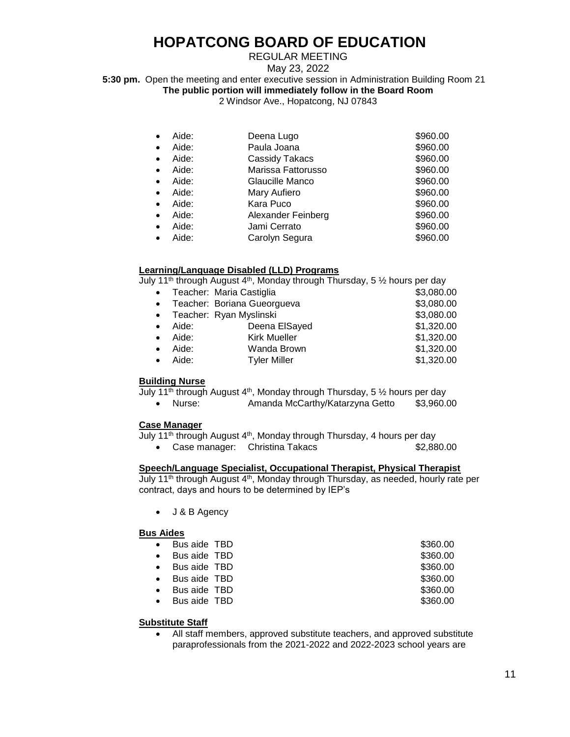- Aide: Deena Lugo $960.00
- Aide: Paula Joana $960.00
- Aide: Cassidy Takacs $960.00
- Aide: Marissa Fattorusso $960.00
- Aide: Glaucille Manco $960.00
- Aide: Mary Aufiero $960.00
- Aide: Kara Puco $960.00
- Aide: Alexander Feinberg $960.00
- Aide: Jami Cerrato $960.00
- Aide: Carolyn Segura $960.00

**Learning/Language Disabled (LLD) Programs**

July 11th through August 4th, Monday through Thursday, 5 ½ hours per day

- Teacher: Maria Castiglia $3,080.00
- Teacher: Boriana Gueorgueva $3,080.00
- Teacher: Ryan Myslinski $3,080.00
- Aide: Deena ElSayed $1,320.00
- Aide: Kirk Mueller $1,320.00
- Aide: Wanda Brown $1,320.00
- Aide: Tyler Miller $1,320.00

**Building Nurse**

July 11th through August 4th, Monday through Thursday, 5 ½ hours per day

- Nurse: Amanda McCarthy/Katarzyna Getto $3,960.00

**Case Manager**

July 11th through August 4th, Monday through Thursday, 4 hours per day

- Case manager: Christina Takacs $2,880.00

**Speech/Language Specialist, Occupational Therapist, Physical Therapist**

July 11th through August 4th, Monday through Thursday, as needed, hourly rate per contract, days and hours to be determined by IEP's

- J & B Agency

**Bus Aides**

- Bus aide TBD $360.00
- Bus aide TBD $360.00
- Bus aide TBD $360.00
- Bus aide TBD $360.00
- Bus aide TBD $360.00
- Bus aide TBD $360.00

**Substitute Staff**

- All staff members, approved substitute teachers, and approved substitute paraprofessionals from the 2021-2022 and 2022-2023 school years are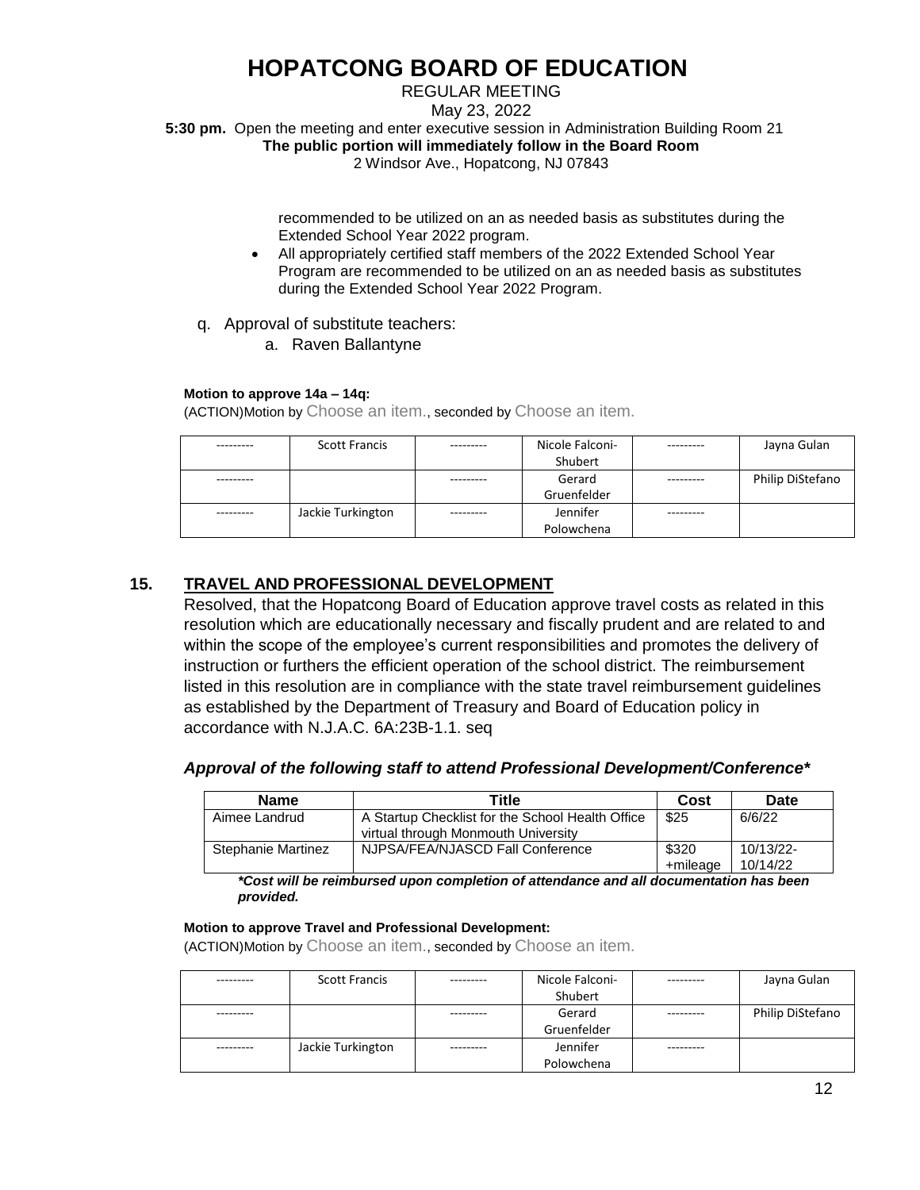recommended to be utilized on an as needed basis as substitutes during the Extended School Year 2022 program.

- All appropriately certified staff members of the 2022 Extended School Year Program are recommended to be utilized on an as needed basis as substitutes during the Extended School Year 2022 Program.

q. Approval of substitute teachers:
   a. Raven Ballantyne

**Motion to approve 14a – 14q:**

(ACTION)Motion by Choose an item., seconded by Choose an item.

| --------- | Scott Francis | --------- | Nicole Falconi-Shubert | --------- | Jayna Gulan |
|---|---|---|---|---|---|
| --------- | | --------- | Gerard Gruenfelder | --------- | Philip DiStefano |
| --------- | Jackie Turkington | --------- | Jennifer Polowchena | --------- | |

## 15. TRAVEL AND PROFESSIONAL DEVELOPMENT

Resolved, that the Hopatcong Board of Education approve travel costs as related in this resolution which are educationally necessary and fiscally prudent and are related to and within the scope of the employee's current responsibilities and promotes the delivery of instruction or furthers the efficient operation of the school district. The reimbursement listed in this resolution are in compliance with the state travel reimbursement guidelines as established by the Department of Treasury and Board of Education policy in accordance with N.J.A.C. 6A:23B-1.1. seq

### *Approval of the following staff to attend Professional Development/Conference**

| Name | Title | Cost | Date |
|---|---|---|---|
| Aimee Landrud | A Startup Checklist for the School Health Office virtual through Monmouth University | \$25 | 6/6/22 |
| Stephanie Martinez | NJPSA/FEA/NJASCD Fall Conference | \$320 +mileage | 10/13/22-10/14/22 |

***Cost will be reimbursed upon completion of attendance and all documentation has been provided.***

**Motion to approve Travel and Professional Development:**

(ACTION)Motion by Choose an item., seconded by Choose an item.

| --------- | Scott Francis | --------- | Nicole Falconi-Shubert | --------- | Jayna Gulan |
|---|---|---|---|---|---|
| --------- | | --------- | Gerard Gruenfelder | --------- | Philip DiStefano |
| --------- | Jackie Turkington | --------- | Jennifer Polowchena | --------- | |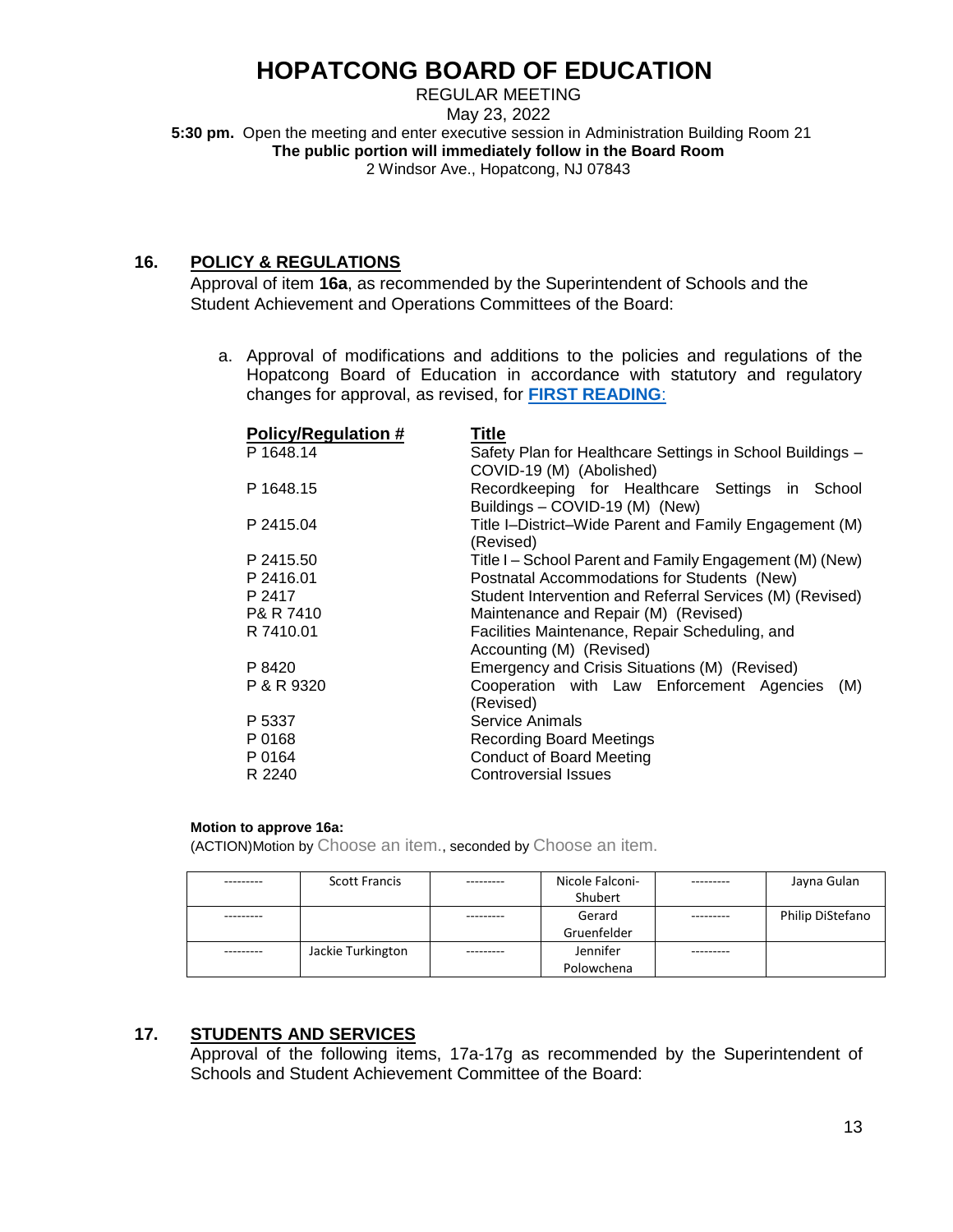# HOPATCONG BOARD OF EDUCATION

REGULAR MEETING
May 23, 2022
**5:30 pm.** Open the meeting and enter executive session in Administration Building Room 21
**The public portion will immediately follow in the Board Room**
2 Windsor Ave., Hopatcong, NJ 07843

## 16. POLICY & REGULATIONS

Approval of item **16a**, as recommended by the Superintendent of Schools and the Student Achievement and Operations Committees of the Board:

a. Approval of modifications and additions to the policies and regulations of the Hopatcong Board of Education in accordance with statutory and regulatory changes for approval, as revised, for **FIRST READING**:

| Policy/Regulation # | Title |
|---|---|
| P 1648.14 | Safety Plan for Healthcare Settings in School Buildings – COVID-19 (M) (Abolished) |
| P 1648.15 | Recordkeeping for Healthcare Settings in School Buildings – COVID-19 (M) (New) |
| P 2415.04 | Title I–District–Wide Parent and Family Engagement (M) (Revised) |
| P 2415.50 | Title I – School Parent and Family Engagement (M) (New) |
| P 2416.01 | Postnatal Accommodations for Students (New) |
| P 2417 | Student Intervention and Referral Services (M) (Revised) |
| P& R 7410 | Maintenance and Repair (M) (Revised) |
| R 7410.01 | Facilities Maintenance, Repair Scheduling, and Accounting (M) (Revised) |
| P 8420 | Emergency and Crisis Situations (M) (Revised) |
| P & R 9320 | Cooperation with Law Enforcement Agencies (M) (Revised) |
| P 5337 | Service Animals |
| P 0168 | Recording Board Meetings |
| P 0164 | Conduct of Board Meeting |
| R 2240 | Controversial Issues |

**Motion to approve 16a:**
(ACTION)Motion by Choose an item., seconded by Choose an item.

| | | | | | |
|---|---|---|---|---|---|
| --------- | Scott Francis | --------- | Nicole Falconi-Shubert | --------- | Jayna Gulan |
| --------- | | --------- | Gerard Gruenfelder | --------- | Philip DiStefano |
| --------- | Jackie Turkington | --------- | Jennifer Polowchena | --------- | |

## 17. STUDENTS AND SERVICES

Approval of the following items, 17a-17g as recommended by the Superintendent of Schools and Student Achievement Committee of the Board: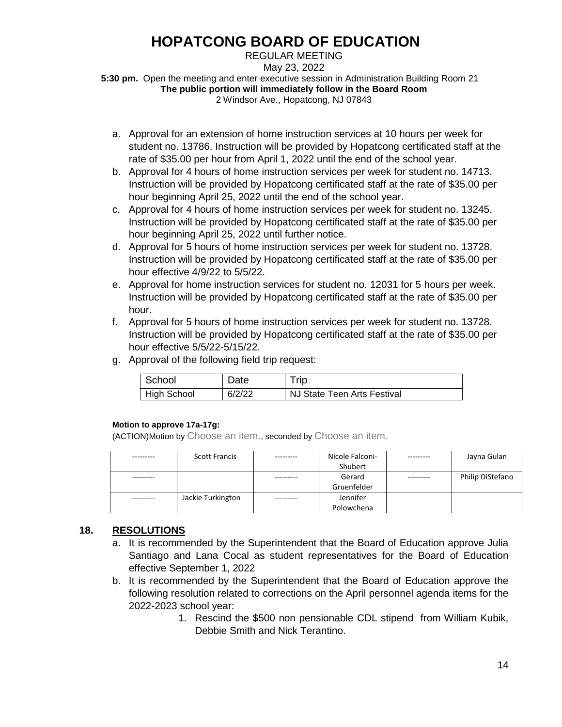# HOPATCONG BOARD OF EDUCATION

REGULAR MEETING
May 23, 2022
**5:30 pm.** Open the meeting and enter executive session in Administration Building Room 21
**The public portion will immediately follow in the Board Room**
2 Windsor Ave., Hopatcong, NJ 07843

a. Approval for an extension of home instruction services at 10 hours per week for student no. 13786. Instruction will be provided by Hopatcong certificated staff at the rate of $35.00 per hour from April 1, 2022 until the end of the school year.
b. Approval for 4 hours of home instruction services per week for student no. 14713. Instruction will be provided by Hopatcong certificated staff at the rate of $35.00 per hour beginning April 25, 2022 until the end of the school year.
c. Approval for 4 hours of home instruction services per week for student no. 13245. Instruction will be provided by Hopatcong certificated staff at the rate of $35.00 per hour beginning April 25, 2022 until further notice.
d. Approval for 5 hours of home instruction services per week for student no. 13728. Instruction will be provided by Hopatcong certificated staff at the rate of $35.00 per hour effective 4/9/22 to 5/5/22.
e. Approval for home instruction services for student no. 12031 for 5 hours per week. Instruction will be provided by Hopatcong certificated staff at the rate of $35.00 per hour.
f. Approval for 5 hours of home instruction services per week for student no. 13728. Instruction will be provided by Hopatcong certificated staff at the rate of $35.00 per hour effective 5/5/22-5/15/22.
g. Approval of the following field trip request:

| School | Date | Trip |
|---|---|---|
| High School | 6/2/22 | NJ State Teen Arts Festival |

**Motion to approve 17a-17g:**

(ACTION)Motion by Choose an item., seconded by Choose an item.

| | | | | | |
|---|---|---|---|---|---|
| --------- | Scott Francis | --------- | Nicole Falconi-Shubert | --------- | Jayna Gulan |
| --------- | | --------- | Gerard Gruenfelder | --------- | Philip DiStefano |
| --------- | Jackie Turkington | --------- | Jennifer Polowchena | | |

## 18. RESOLUTIONS

a. It is recommended by the Superintendent that the Board of Education approve Julia Santiago and Lana Cocal as student representatives for the Board of Education effective September 1, 2022
b. It is recommended by the Superintendent that the Board of Education approve the following resolution related to corrections on the April personnel agenda items for the 2022-2023 school year:
    1. Rescind the $500 non pensionable CDL stipend from William Kubik, Debbie Smith and Nick Terantino.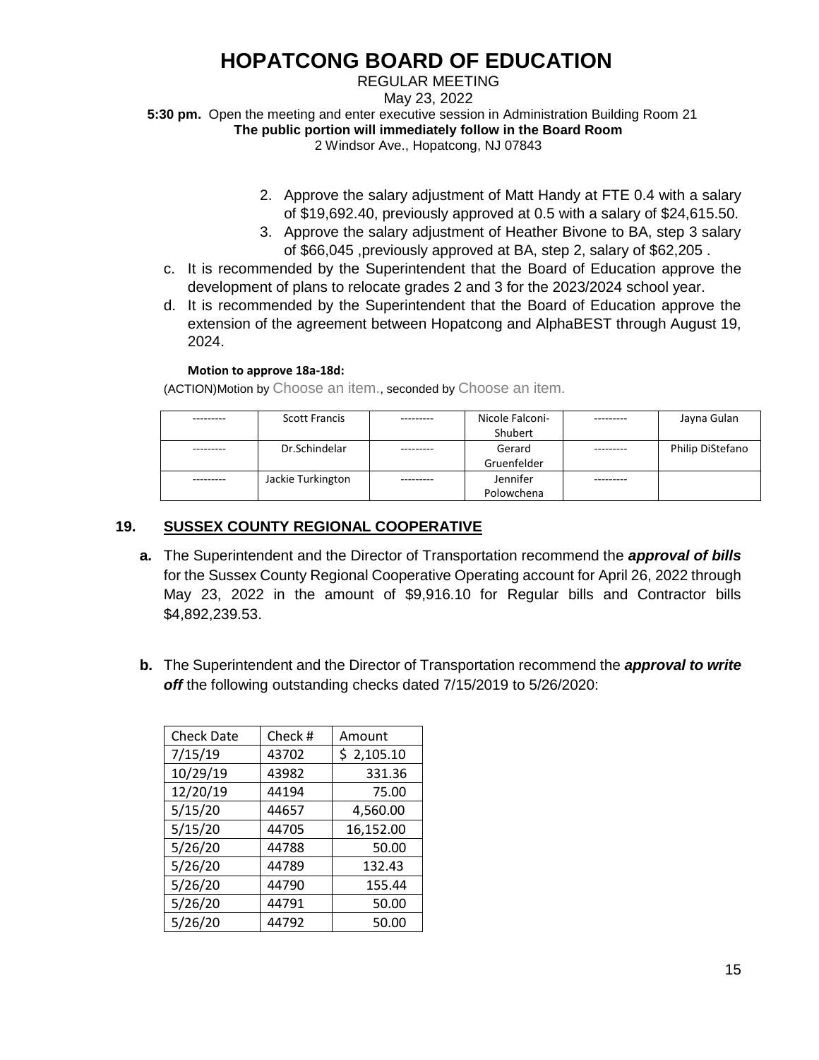# HOPATCONG BOARD OF EDUCATION

REGULAR MEETING
May 23, 2022
**5:30 pm.** Open the meeting and enter executive session in Administration Building Room 21
**The public portion will immediately follow in the Board Room**
2 Windsor Ave., Hopatcong, NJ 07843

2. Approve the salary adjustment of Matt Handy at FTE 0.4 with a salary of $19,692.40, previously approved at 0.5 with a salary of $24,615.50.
3. Approve the salary adjustment of Heather Bivone to BA, step 3 salary of $66,045 ,previously approved at BA, step 2, salary of $62,205 .

c. It is recommended by the Superintendent that the Board of Education approve the development of plans to relocate grades 2 and 3 for the 2023/2024 school year.

d. It is recommended by the Superintendent that the Board of Education approve the extension of the agreement between Hopatcong and AlphaBEST through August 19, 2024.

**Motion to approve 18a-18d:**

(ACTION)Motion by Choose an item., seconded by Choose an item.

| --------- | Scott Francis | --------- | Nicole Falconi-Shubert | --------- | Jayna Gulan |
|---|---|---|---|---|---|
| --------- | Dr.Schindelar | --------- | Gerard Gruenfelder | --------- | Philip DiStefano |
| --------- | Jackie Turkington | --------- | Jennifer Polowchena | --------- | |

## 19. SUSSEX COUNTY REGIONAL COOPERATIVE

**a.** The Superintendent and the Director of Transportation recommend the ***approval of bills*** for the Sussex County Regional Cooperative Operating account for April 26, 2022 through May 23, 2022 in the amount of $9,916.10 for Regular bills and Contractor bills $4,892,239.53.

**b.** The Superintendent and the Director of Transportation recommend the ***approval to write off*** the following outstanding checks dated 7/15/2019 to 5/26/2020:

| Check Date | Check # | Amount |
|---|---|---|
| 7/15/19 | 43702 | $ 2,105.10 |
| 10/29/19 | 43982 | 331.36 |
| 12/20/19 | 44194 | 75.00 |
| 5/15/20 | 44657 | 4,560.00 |
| 5/15/20 | 44705 | 16,152.00 |
| 5/26/20 | 44788 | 50.00 |
| 5/26/20 | 44789 | 132.43 |
| 5/26/20 | 44790 | 155.44 |
| 5/26/20 | 44791 | 50.00 |
| 5/26/20 | 44792 | 50.00 |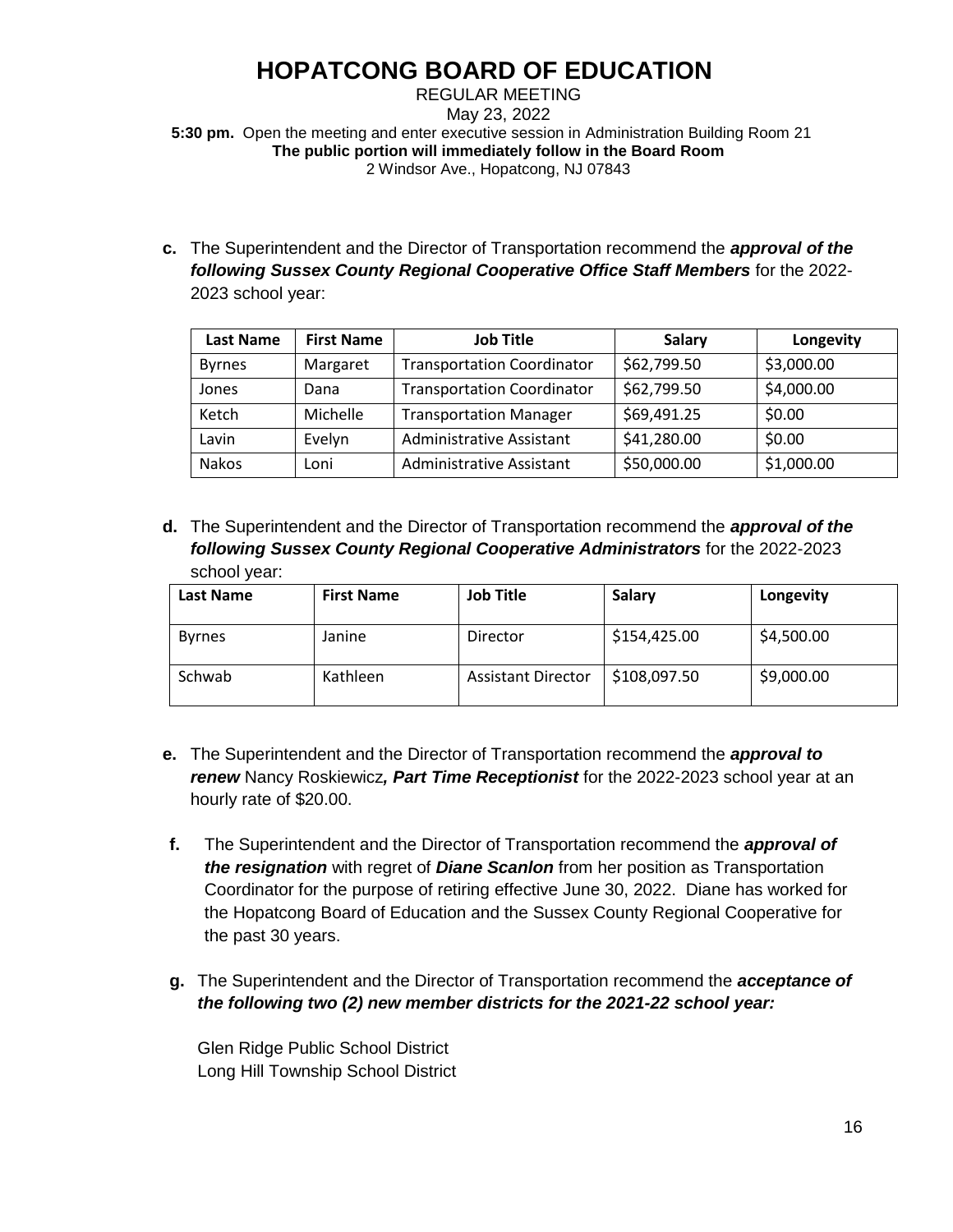# HOPATCONG BOARD OF EDUCATION

REGULAR MEETING
May 23, 2022
**5:30 pm.** Open the meeting and enter executive session in Administration Building Room 21
**The public portion will immediately follow in the Board Room**
2 Windsor Ave., Hopatcong, NJ 07843

**c.** The Superintendent and the Director of Transportation recommend the ***approval of the following Sussex County Regional Cooperative Office Staff Members*** for the 2022-2023 school year:

| Last Name | First Name | Job Title | Salary | Longevity |
|---|---|---|---|---|
| Byrnes | Margaret | Transportation Coordinator | $62,799.50 | $3,000.00 |
| Jones | Dana | Transportation Coordinator | $62,799.50 | $4,000.00 |
| Ketch | Michelle | Transportation Manager | $69,491.25 | $0.00 |
| Lavin | Evelyn | Administrative Assistant | $41,280.00 | $0.00 |
| Nakos | Loni | Administrative Assistant | $50,000.00 | $1,000.00 |

**d.** The Superintendent and the Director of Transportation recommend the ***approval of the following Sussex County Regional Cooperative Administrators*** for the 2022-2023 school year:

| Last Name | First Name | Job Title | Salary | Longevity |
|---|---|---|---|---|
| Byrnes | Janine | Director | $154,425.00 | $4,500.00 |
| Schwab | Kathleen | Assistant Director | $108,097.50 | $9,000.00 |

**e.** The Superintendent and the Director of Transportation recommend the ***approval to renew*** Nancy Roskiewicz***, Part Time Receptionist*** for the 2022-2023 school year at an hourly rate of $20.00.

**f.** The Superintendent and the Director of Transportation recommend the ***approval of the resignation*** with regret of ***Diane Scanlon*** from her position as Transportation Coordinator for the purpose of retiring effective June 30, 2022. Diane has worked for the Hopatcong Board of Education and the Sussex County Regional Cooperative for the past 30 years.

**g.** The Superintendent and the Director of Transportation recommend the ***acceptance of the following two (2) new member districts for the 2021-22 school year:***

Glen Ridge Public School District
Long Hill Township School District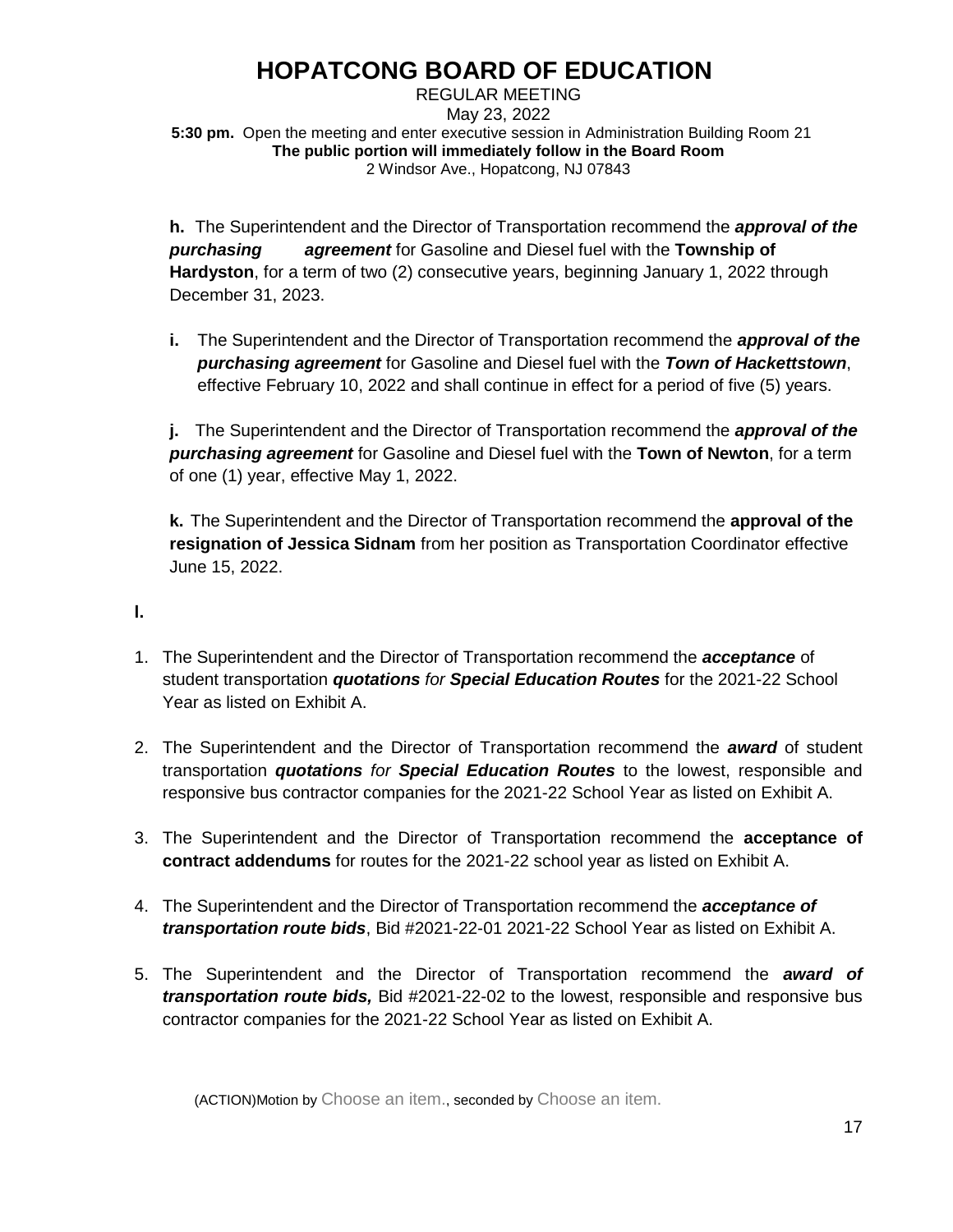# HOPATCONG BOARD OF EDUCATION

REGULAR MEETING
May 23, 2022
**5:30 pm.** Open the meeting and enter executive session in Administration Building Room 21
**The public portion will immediately follow in the Board Room**
2 Windsor Ave., Hopatcong, NJ 07843

**h.** The Superintendent and the Director of Transportation recommend the ***approval of the purchasing agreement*** for Gasoline and Diesel fuel with the **Township of Hardyston**, for a term of two (2) consecutive years, beginning January 1, 2022 through December 31, 2023.

**i.** The Superintendent and the Director of Transportation recommend the ***approval of the purchasing agreement*** for Gasoline and Diesel fuel with the ***Town of Hackettstown***, effective February 10, 2022 and shall continue in effect for a period of five (5) years.

**j.** The Superintendent and the Director of Transportation recommend the ***approval of the purchasing agreement*** for Gasoline and Diesel fuel with the **Town of Newton**, for a term of one (1) year, effective May 1, 2022.

**k.** The Superintendent and the Director of Transportation recommend the **approval of the resignation of Jessica Sidnam** from her position as Transportation Coordinator effective June 15, 2022.

**l.**

1. The Superintendent and the Director of Transportation recommend the ***acceptance*** of student transportation ***quotations*** *for* ***Special Education Routes*** for the 2021-22 School Year as listed on Exhibit A.

2. The Superintendent and the Director of Transportation recommend the ***award*** of student transportation ***quotations*** *for* ***Special Education Routes*** to the lowest, responsible and responsive bus contractor companies for the 2021-22 School Year as listed on Exhibit A.

3. The Superintendent and the Director of Transportation recommend the **acceptance of contract addendums** for routes for the 2021-22 school year as listed on Exhibit A.

4. The Superintendent and the Director of Transportation recommend the ***acceptance of transportation route bids***, Bid #2021-22-01 2021-22 School Year as listed on Exhibit A.

5. The Superintendent and the Director of Transportation recommend the ***award of transportation route bids,*** Bid #2021-22-02 to the lowest, responsible and responsive bus contractor companies for the 2021-22 School Year as listed on Exhibit A.

(ACTION)Motion by Choose an item., seconded by Choose an item.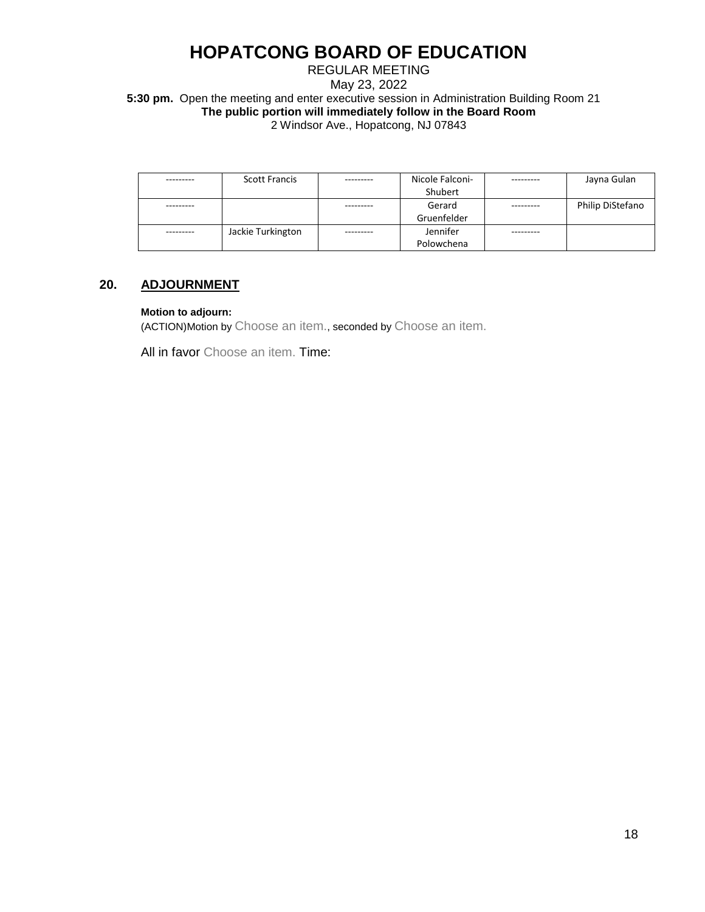# HOPATCONG BOARD OF EDUCATION

REGULAR MEETING

May 23, 2022

**5:30 pm.** Open the meeting and enter executive session in Administration Building Room 21

**The public portion will immediately follow in the Board Room**

2 Windsor Ave., Hopatcong, NJ 07843

| | | | | | |
|---|---|---|---|---|---|
| --------- | Scott Francis | --------- | Nicole Falconi-Shubert | --------- | Jayna Gulan |
| --------- | | --------- | Gerard Gruenfelder | --------- | Philip DiStefano |
| --------- | Jackie Turkington | --------- | Jennifer Polowchena | --------- | |

## 20. ADJOURNMENT

**Motion to adjourn:**

(ACTION)Motion by Choose an item., seconded by Choose an item.

All in favor Choose an item. Time: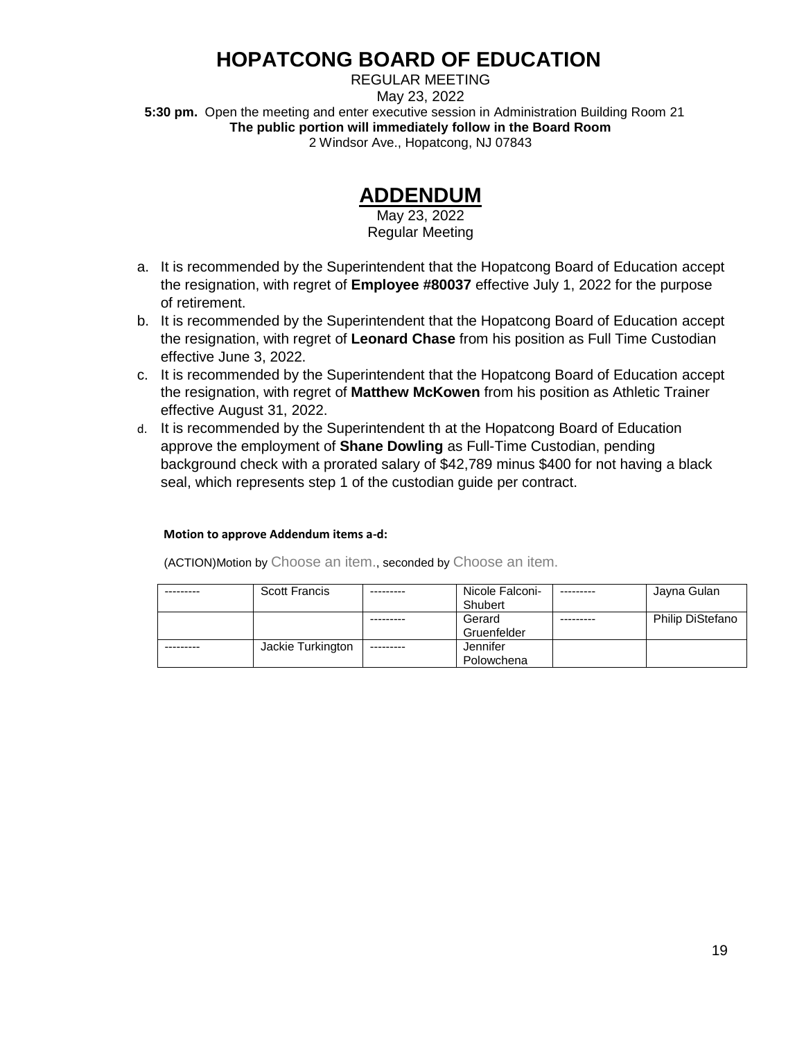# HOPATCONG BOARD OF EDUCATION

REGULAR MEETING
May 23, 2022
**5:30 pm.** Open the meeting and enter executive session in Administration Building Room 21
**The public portion will immediately follow in the Board Room**
2 Windsor Ave., Hopatcong, NJ 07843

## ADDENDUM

May 23, 2022
Regular Meeting

a. It is recommended by the Superintendent that the Hopatcong Board of Education accept the resignation, with regret of **Employee #80037** effective July 1, 2022 for the purpose of retirement.
b. It is recommended by the Superintendent that the Hopatcong Board of Education accept the resignation, with regret of **Leonard Chase** from his position as Full Time Custodian effective June 3, 2022.
c. It is recommended by the Superintendent that the Hopatcong Board of Education accept the resignation, with regret of **Matthew McKowen** from his position as Athletic Trainer effective August 31, 2022.
d. It is recommended by the Superintendent th at the Hopatcong Board of Education approve the employment of **Shane Dowling** as Full-Time Custodian, pending background check with a prorated salary of $42,789 minus $400 for not having a black seal, which represents step 1 of the custodian guide per contract.

**Motion to approve Addendum items a-d:**

(ACTION)Motion by Choose an item., seconded by Choose an item.

| | | | | | |
|---|---|---|---|---|---|
| --------- | Scott Francis | --------- | Nicole Falconi-Shubert | --------- | Jayna Gulan |
| | | --------- | Gerard Gruenfelder | --------- | Philip DiStefano |
| --------- | Jackie Turkington | --------- | Jennifer Polowchena | | |